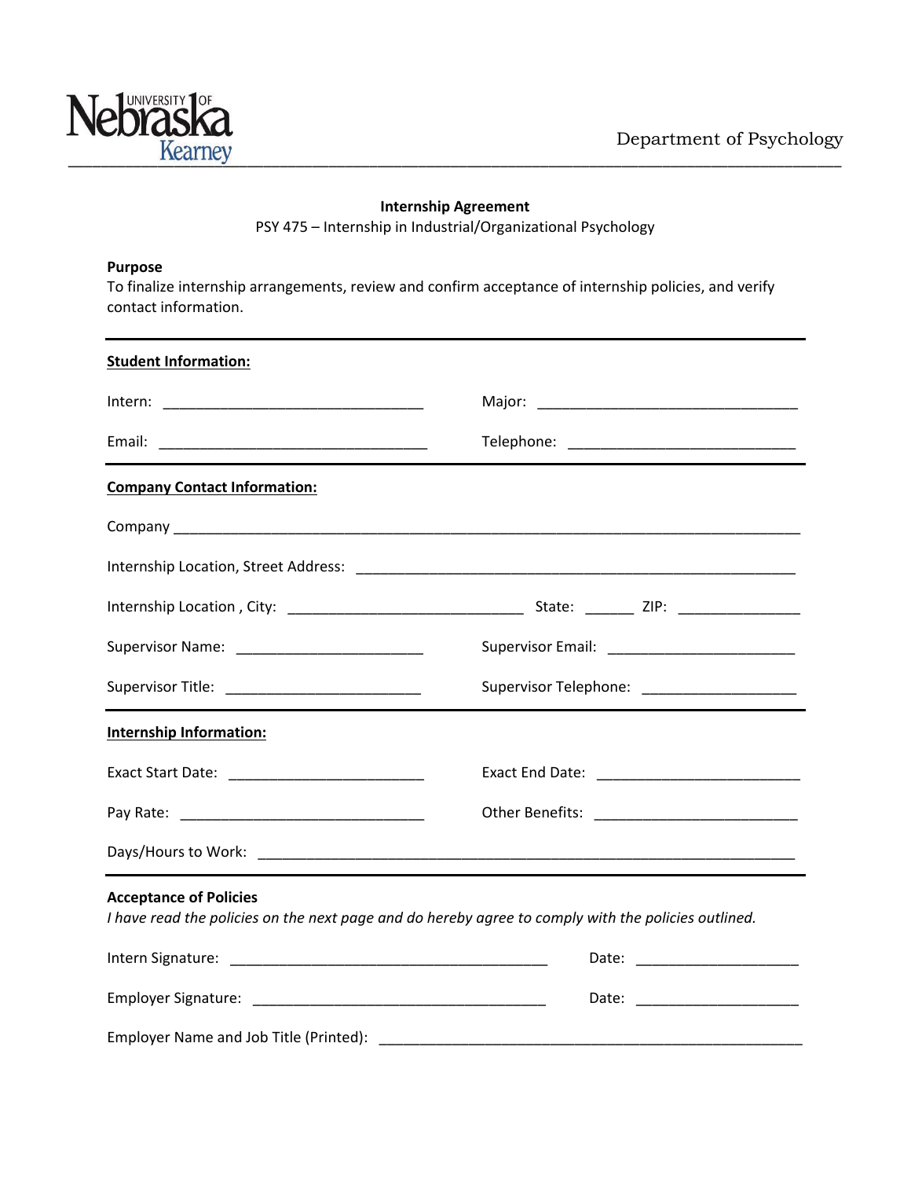University of Nebraska Kearney

Department of Psychology

## Internship Agreement

PSY 475 – Internship in Industrial/Organizational Psychology

**Purpose**

To finalize internship arrangements, review and confirm acceptance of internship policies, and verify contact information.

**Student Information:**

Intern: ________________________________ Major: ________________________________

Email: ________________________________ Telephone: ____________________________

**Company Contact Information:**

Company ________________________________________________________________________

Internship Location, Street Address: ____________________________________________________

Internship Location , City: ____________________________ State: ______ ZIP: _______________

Supervisor Name: _______________________ Supervisor Email: _______________________

Supervisor Title: _______________________ Supervisor Telephone: ___________________

**Internship Information:**

Exact Start Date: _______________________ Exact End Date: _________________________

Pay Rate: _____________________________ Other Benefits: _________________________

Days/Hours to Work: ________________________________________________________________

**Acceptance of Policies**

*I have read the policies on the next page and do hereby agree to comply with the policies outlined.*

Intern Signature: ______________________________________ Date: ____________________

Employer Signature: ____________________________________ Date: ____________________

Employer Name and Job Title (Printed): ____________________________________________________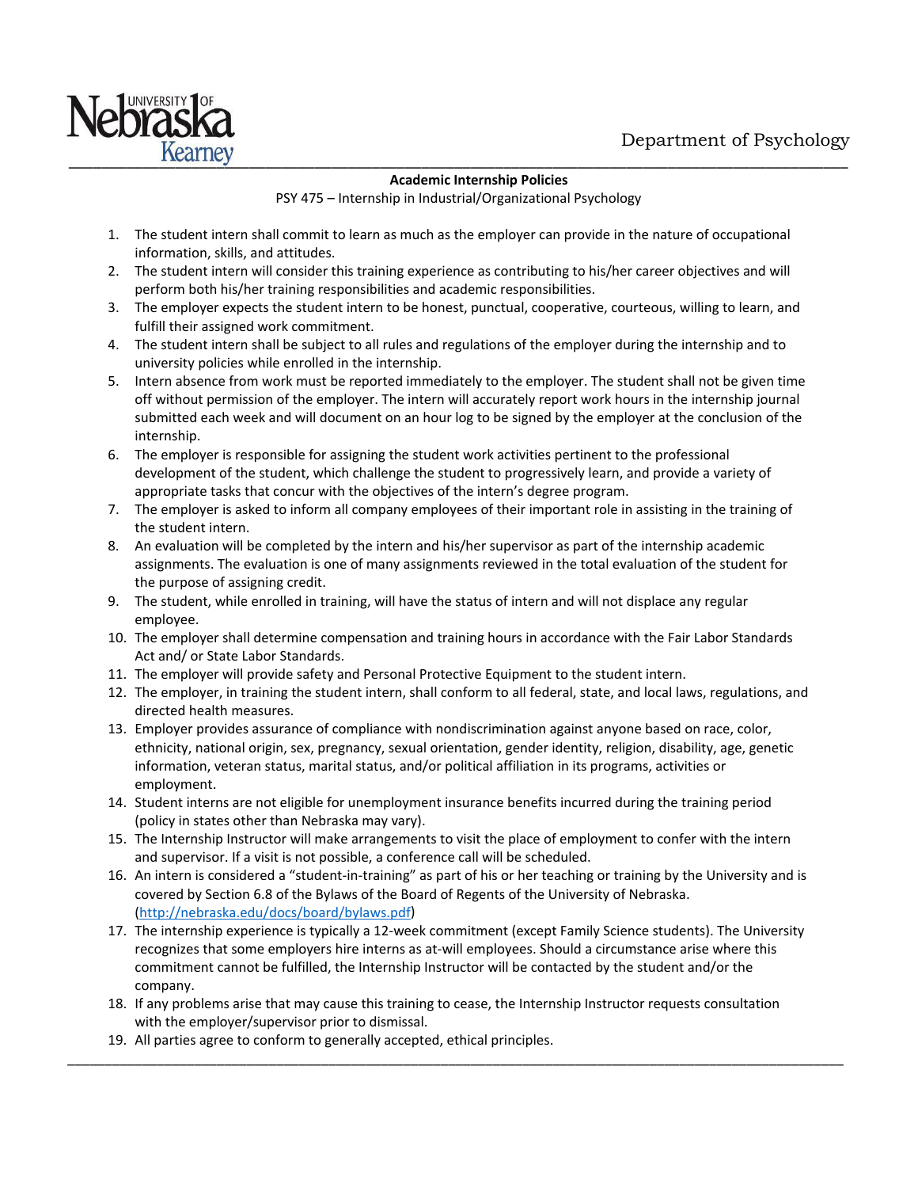University of Nebraska Kearney

Department of Psychology

**Academic Internship Policies**

PSY 475 – Internship in Industrial/Organizational Psychology

1. The student intern shall commit to learn as much as the employer can provide in the nature of occupational information, skills, and attitudes.
2. The student intern will consider this training experience as contributing to his/her career objectives and will perform both his/her training responsibilities and academic responsibilities.
3. The employer expects the student intern to be honest, punctual, cooperative, courteous, willing to learn, and fulfill their assigned work commitment.
4. The student intern shall be subject to all rules and regulations of the employer during the internship and to university policies while enrolled in the internship.
5. Intern absence from work must be reported immediately to the employer. The student shall not be given time off without permission of the employer. The intern will accurately report work hours in the internship journal submitted each week and will document on an hour log to be signed by the employer at the conclusion of the internship.
6. The employer is responsible for assigning the student work activities pertinent to the professional development of the student, which challenge the student to progressively learn, and provide a variety of appropriate tasks that concur with the objectives of the intern's degree program.
7. The employer is asked to inform all company employees of their important role in assisting in the training of the student intern.
8. An evaluation will be completed by the intern and his/her supervisor as part of the internship academic assignments. The evaluation is one of many assignments reviewed in the total evaluation of the student for the purpose of assigning credit.
9. The student, while enrolled in training, will have the status of intern and will not displace any regular employee.
10. The employer shall determine compensation and training hours in accordance with the Fair Labor Standards Act and/ or State Labor Standards.
11. The employer will provide safety and Personal Protective Equipment to the student intern.
12. The employer, in training the student intern, shall conform to all federal, state, and local laws, regulations, and directed health measures.
13. Employer provides assurance of compliance with nondiscrimination against anyone based on race, color, ethnicity, national origin, sex, pregnancy, sexual orientation, gender identity, religion, disability, age, genetic information, veteran status, marital status, and/or political affiliation in its programs, activities or employment.
14. Student interns are not eligible for unemployment insurance benefits incurred during the training period (policy in states other than Nebraska may vary).
15. The Internship Instructor will make arrangements to visit the place of employment to confer with the intern and supervisor. If a visit is not possible, a conference call will be scheduled.
16. An intern is considered a "student-in-training" as part of his or her teaching or training by the University and is covered by Section 6.8 of the Bylaws of the Board of Regents of the University of Nebraska. (http://nebraska.edu/docs/board/bylaws.pdf)
17. The internship experience is typically a 12-week commitment (except Family Science students). The University recognizes that some employers hire interns as at-will employees. Should a circumstance arise where this commitment cannot be fulfilled, the Internship Instructor will be contacted by the student and/or the company.
18. If any problems arise that may cause this training to cease, the Internship Instructor requests consultation with the employer/supervisor prior to dismissal.
19. All parties agree to conform to generally accepted, ethical principles.